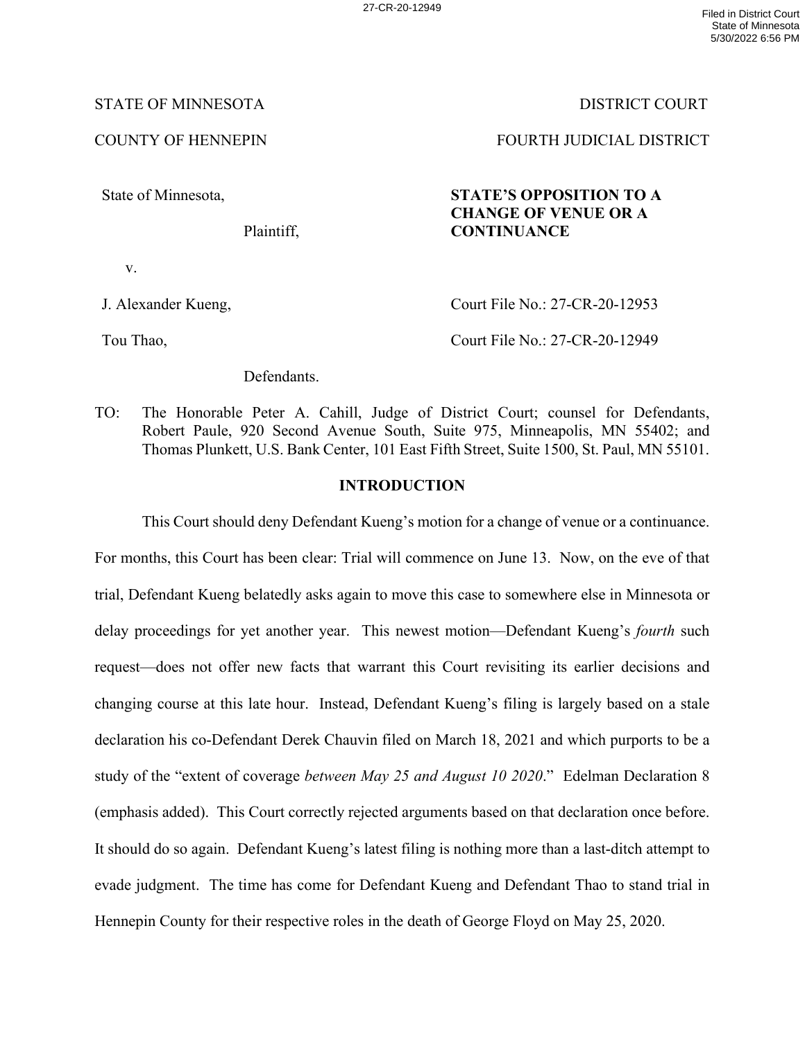STATE OF MINNESOTA DISTRICT COURT

COUNTY OF HENNEPIN FOURTH JUDICIAL DISTRICT

| | |
|---|---|
| State of Minnesota, Plaintiff, | **STATE'S OPPOSITION TO A CHANGE OF VENUE OR A CONTINUANCE** |
| v. | |
| J. Alexander Kueng, | Court File No.: 27-CR-20-12953 |
| Tou Thao, | Court File No.: 27-CR-20-12949 |
| Defendants. | |

TO: The Honorable Peter A. Cahill, Judge of District Court; counsel for Defendants, Robert Paule, 920 Second Avenue South, Suite 975, Minneapolis, MN 55402; and Thomas Plunkett, U.S. Bank Center, 101 East Fifth Street, Suite 1500, St. Paul, MN 55101.

## INTRODUCTION

This Court should deny Defendant Kueng's motion for a change of venue or a continuance. For months, this Court has been clear: Trial will commence on June 13. Now, on the eve of that trial, Defendant Kueng belatedly asks again to move this case to somewhere else in Minnesota or delay proceedings for yet another year. This newest motion—Defendant Kueng's *fourth* such request—does not offer new facts that warrant this Court revisiting its earlier decisions and changing course at this late hour. Instead, Defendant Kueng's filing is largely based on a stale declaration his co-Defendant Derek Chauvin filed on March 18, 2021 and which purports to be a study of the "extent of coverage *between May 25 and August 10 2020*." Edelman Declaration 8 (emphasis added). This Court correctly rejected arguments based on that declaration once before. It should do so again. Defendant Kueng's latest filing is nothing more than a last-ditch attempt to evade judgment. The time has come for Defendant Kueng and Defendant Thao to stand trial in Hennepin County for their respective roles in the death of George Floyd on May 25, 2020.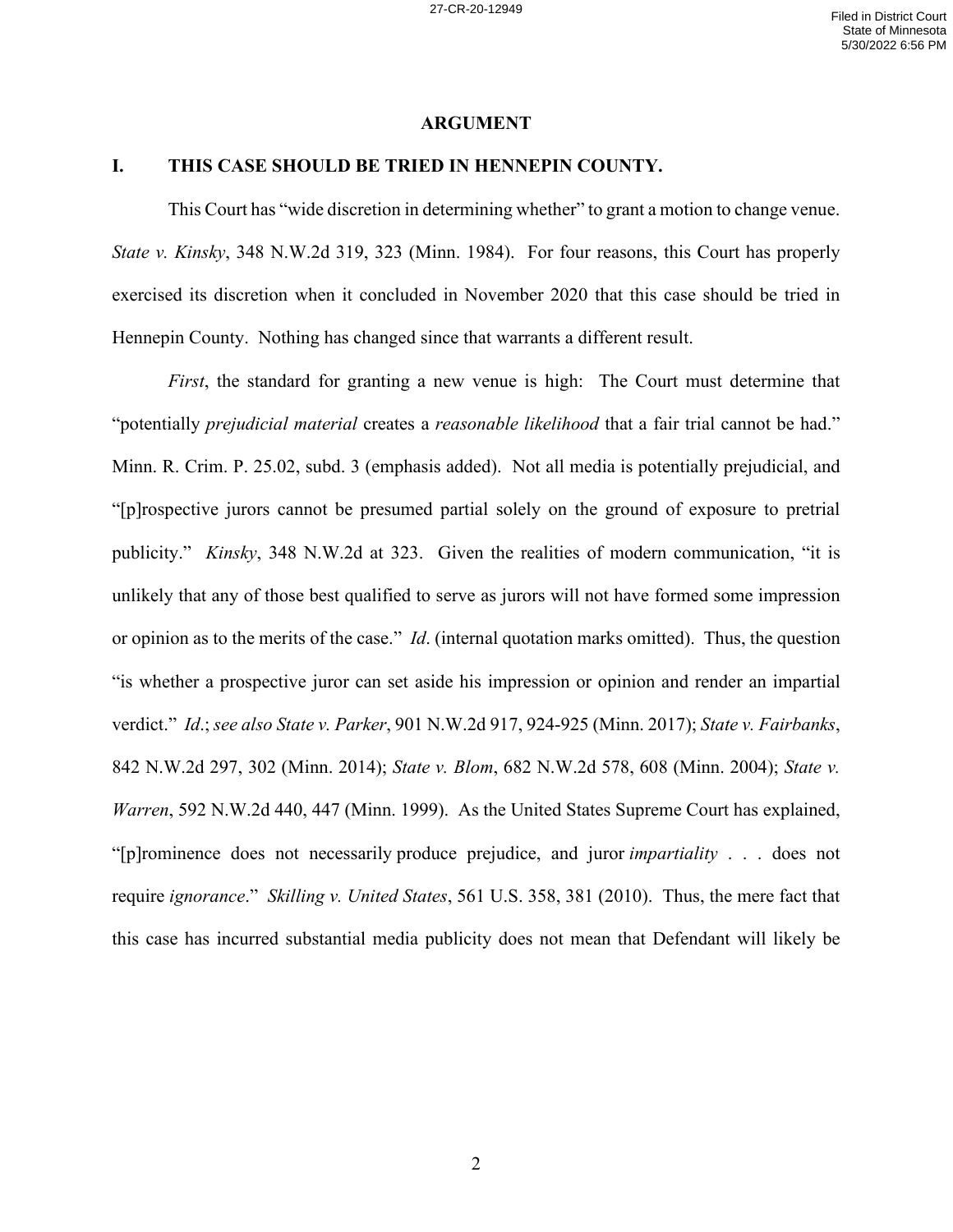## ARGUMENT

### I. THIS CASE SHOULD BE TRIED IN HENNEPIN COUNTY.

This Court has "wide discretion in determining whether" to grant a motion to change venue. *State v. Kinsky*, 348 N.W.2d 319, 323 (Minn. 1984). For four reasons, this Court has properly exercised its discretion when it concluded in November 2020 that this case should be tried in Hennepin County. Nothing has changed since that warrants a different result.

*First*, the standard for granting a new venue is high: The Court must determine that "potentially *prejudicial material* creates a *reasonable likelihood* that a fair trial cannot be had." Minn. R. Crim. P. 25.02, subd. 3 (emphasis added). Not all media is potentially prejudicial, and "[p]rospective jurors cannot be presumed partial solely on the ground of exposure to pretrial publicity." *Kinsky*, 348 N.W.2d at 323. Given the realities of modern communication, "it is unlikely that any of those best qualified to serve as jurors will not have formed some impression or opinion as to the merits of the case." *Id*. (internal quotation marks omitted). Thus, the question "is whether a prospective juror can set aside his impression or opinion and render an impartial verdict." *Id*.; *see also State v. Parker*, 901 N.W.2d 917, 924-925 (Minn. 2017); *State v. Fairbanks*, 842 N.W.2d 297, 302 (Minn. 2014); *State v. Blom*, 682 N.W.2d 578, 608 (Minn. 2004); *State v. Warren*, 592 N.W.2d 440, 447 (Minn. 1999). As the United States Supreme Court has explained, "[p]rominence does not necessarily produce prejudice, and juror *impartiality* . . . does not require *ignorance*." *Skilling v. United States*, 561 U.S. 358, 381 (2010). Thus, the mere fact that this case has incurred substantial media publicity does not mean that Defendant will likely be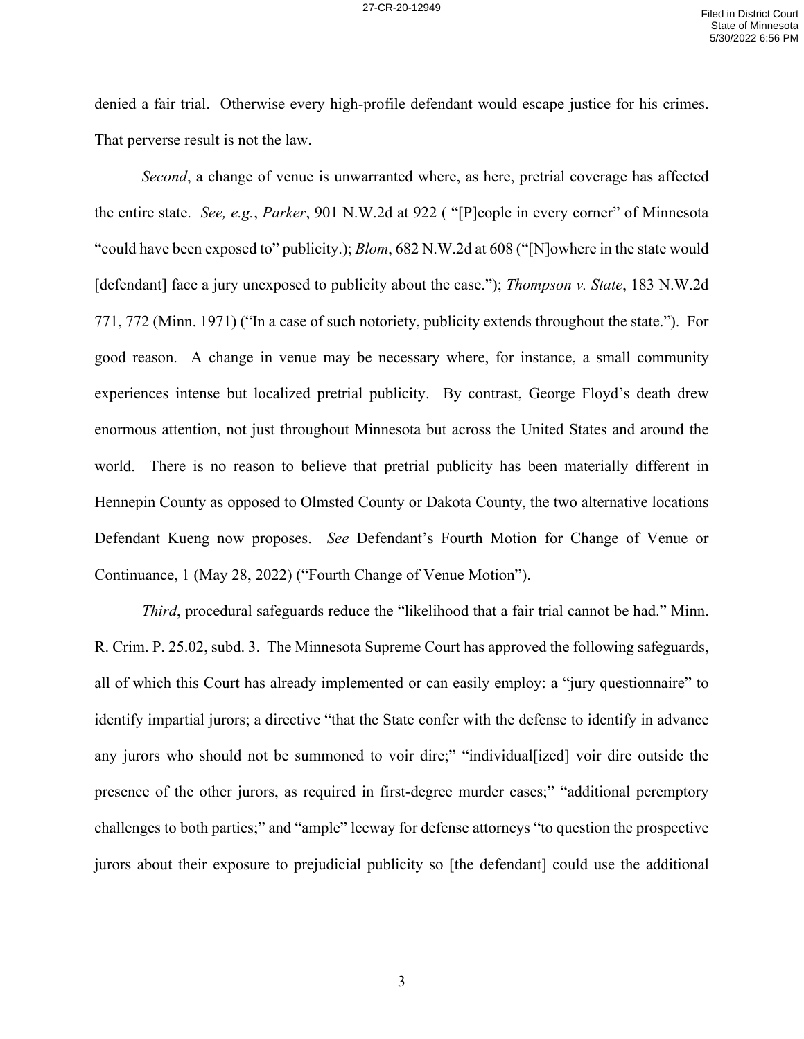denied a fair trial. Otherwise every high-profile defendant would escape justice for his crimes. That perverse result is not the law.

*Second*, a change of venue is unwarranted where, as here, pretrial coverage has affected the entire state. *See, e.g.*, *Parker*, 901 N.W.2d at 922 ( "[P]eople in every corner" of Minnesota "could have been exposed to" publicity.); *Blom*, 682 N.W.2d at 608 ("[N]owhere in the state would [defendant] face a jury unexposed to publicity about the case."); *Thompson v. State*, 183 N.W.2d 771, 772 (Minn. 1971) ("In a case of such notoriety, publicity extends throughout the state."). For good reason. A change in venue may be necessary where, for instance, a small community experiences intense but localized pretrial publicity. By contrast, George Floyd's death drew enormous attention, not just throughout Minnesota but across the United States and around the world. There is no reason to believe that pretrial publicity has been materially different in Hennepin County as opposed to Olmsted County or Dakota County, the two alternative locations Defendant Kueng now proposes. *See* Defendant's Fourth Motion for Change of Venue or Continuance, 1 (May 28, 2022) ("Fourth Change of Venue Motion").

*Third*, procedural safeguards reduce the "likelihood that a fair trial cannot be had." Minn. R. Crim. P. 25.02, subd. 3. The Minnesota Supreme Court has approved the following safeguards, all of which this Court has already implemented or can easily employ: a "jury questionnaire" to identify impartial jurors; a directive "that the State confer with the defense to identify in advance any jurors who should not be summoned to voir dire;" "individual[ized] voir dire outside the presence of the other jurors, as required in first-degree murder cases;" "additional peremptory challenges to both parties;" and "ample" leeway for defense attorneys "to question the prospective jurors about their exposure to prejudicial publicity so [the defendant] could use the additional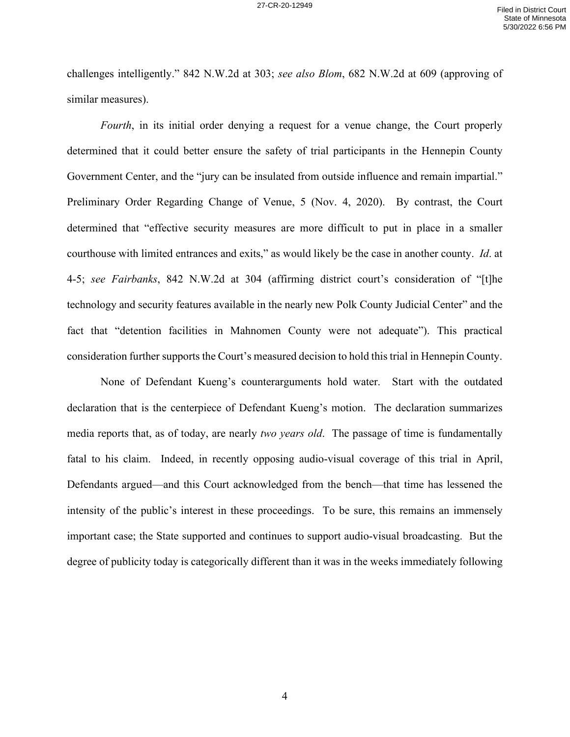challenges intelligently." 842 N.W.2d at 303; *see also Blom*, 682 N.W.2d at 609 (approving of similar measures).

*Fourth*, in its initial order denying a request for a venue change, the Court properly determined that it could better ensure the safety of trial participants in the Hennepin County Government Center, and the "jury can be insulated from outside influence and remain impartial." Preliminary Order Regarding Change of Venue, 5 (Nov. 4, 2020). By contrast, the Court determined that "effective security measures are more difficult to put in place in a smaller courthouse with limited entrances and exits," as would likely be the case in another county. *Id*. at 4-5; *see Fairbanks*, 842 N.W.2d at 304 (affirming district court's consideration of "[t]he technology and security features available in the nearly new Polk County Judicial Center" and the fact that "detention facilities in Mahnomen County were not adequate"). This practical consideration further supports the Court's measured decision to hold this trial in Hennepin County.

None of Defendant Kueng's counterarguments hold water. Start with the outdated declaration that is the centerpiece of Defendant Kueng's motion. The declaration summarizes media reports that, as of today, are nearly *two years old*. The passage of time is fundamentally fatal to his claim. Indeed, in recently opposing audio-visual coverage of this trial in April, Defendants argued—and this Court acknowledged from the bench—that time has lessened the intensity of the public's interest in these proceedings. To be sure, this remains an immensely important case; the State supported and continues to support audio-visual broadcasting. But the degree of publicity today is categorically different than it was in the weeks immediately following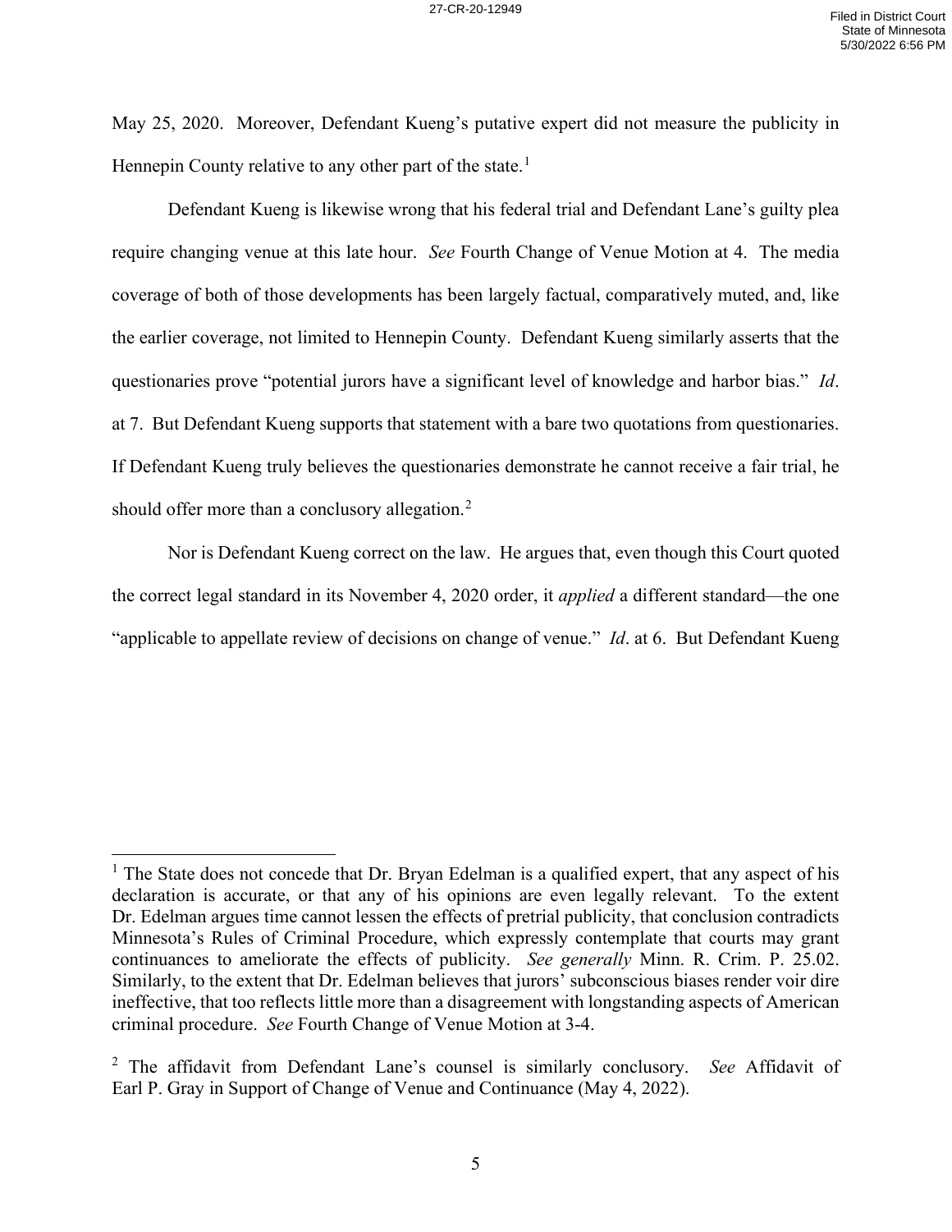May 25, 2020. Moreover, Defendant Kueng's putative expert did not measure the publicity in Hennepin County relative to any other part of the state.[1]

Defendant Kueng is likewise wrong that his federal trial and Defendant Lane's guilty plea require changing venue at this late hour. *See* Fourth Change of Venue Motion at 4. The media coverage of both of those developments has been largely factual, comparatively muted, and, like the earlier coverage, not limited to Hennepin County. Defendant Kueng similarly asserts that the questionaries prove "potential jurors have a significant level of knowledge and harbor bias." *Id*. at 7. But Defendant Kueng supports that statement with a bare two quotations from questionaries. If Defendant Kueng truly believes the questionaries demonstrate he cannot receive a fair trial, he should offer more than a conclusory allegation.[2]

Nor is Defendant Kueng correct on the law. He argues that, even though this Court quoted the correct legal standard in its November 4, 2020 order, it *applied* a different standard—the one "applicable to appellate review of decisions on change of venue." *Id*. at 6. But Defendant Kueng

---

[1] The State does not concede that Dr. Bryan Edelman is a qualified expert, that any aspect of his declaration is accurate, or that any of his opinions are even legally relevant. To the extent Dr. Edelman argues time cannot lessen the effects of pretrial publicity, that conclusion contradicts Minnesota's Rules of Criminal Procedure, which expressly contemplate that courts may grant continuances to ameliorate the effects of publicity. *See generally* Minn. R. Crim. P. 25.02. Similarly, to the extent that Dr. Edelman believes that jurors' subconscious biases render voir dire ineffective, that too reflects little more than a disagreement with longstanding aspects of American criminal procedure. *See* Fourth Change of Venue Motion at 3-4.

[2] The affidavit from Defendant Lane's counsel is similarly conclusory. *See* Affidavit of Earl P. Gray in Support of Change of Venue and Continuance (May 4, 2022).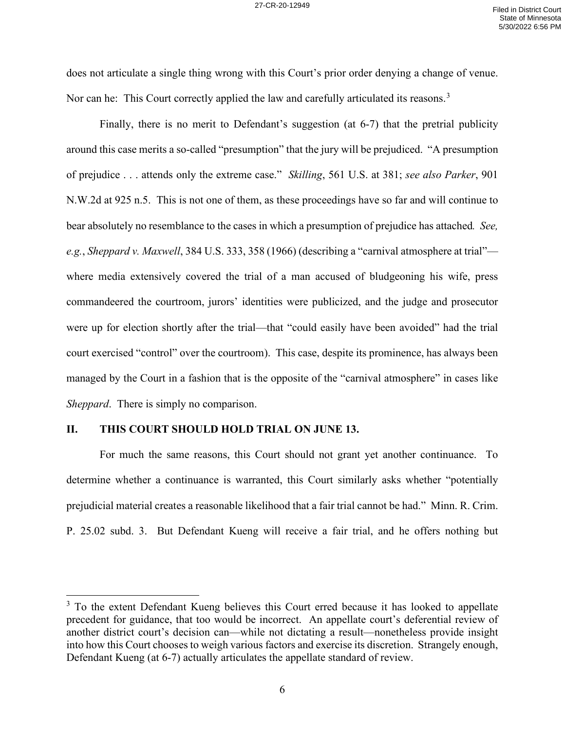does not articulate a single thing wrong with this Court's prior order denying a change of venue. Nor can he: This Court correctly applied the law and carefully articulated its reasons.[3]

Finally, there is no merit to Defendant's suggestion (at 6-7) that the pretrial publicity around this case merits a so-called "presumption" that the jury will be prejudiced. "A presumption of prejudice . . . attends only the extreme case." *Skilling*, 561 U.S. at 381; *see also Parker*, 901 N.W.2d at 925 n.5. This is not one of them, as these proceedings have so far and will continue to bear absolutely no resemblance to the cases in which a presumption of prejudice has attached. *See, e.g.*, *Sheppard v. Maxwell*, 384 U.S. 333, 358 (1966) (describing a "carnival atmosphere at trial"—where media extensively covered the trial of a man accused of bludgeoning his wife, press commandeered the courtroom, jurors' identities were publicized, and the judge and prosecutor were up for election shortly after the trial—that "could easily have been avoided" had the trial court exercised "control" over the courtroom). This case, despite its prominence, has always been managed by the Court in a fashion that is the opposite of the "carnival atmosphere" in cases like *Sheppard*. There is simply no comparison.

## II. THIS COURT SHOULD HOLD TRIAL ON JUNE 13.

For much the same reasons, this Court should not grant yet another continuance. To determine whether a continuance is warranted, this Court similarly asks whether "potentially prejudicial material creates a reasonable likelihood that a fair trial cannot be had." Minn. R. Crim. P. 25.02 subd. 3. But Defendant Kueng will receive a fair trial, and he offers nothing but

[3] To the extent Defendant Kueng believes this Court erred because it has looked to appellate precedent for guidance, that too would be incorrect. An appellate court's deferential review of another district court's decision can—while not dictating a result—nonetheless provide insight into how this Court chooses to weigh various factors and exercise its discretion. Strangely enough, Defendant Kueng (at 6-7) actually articulates the appellate standard of review.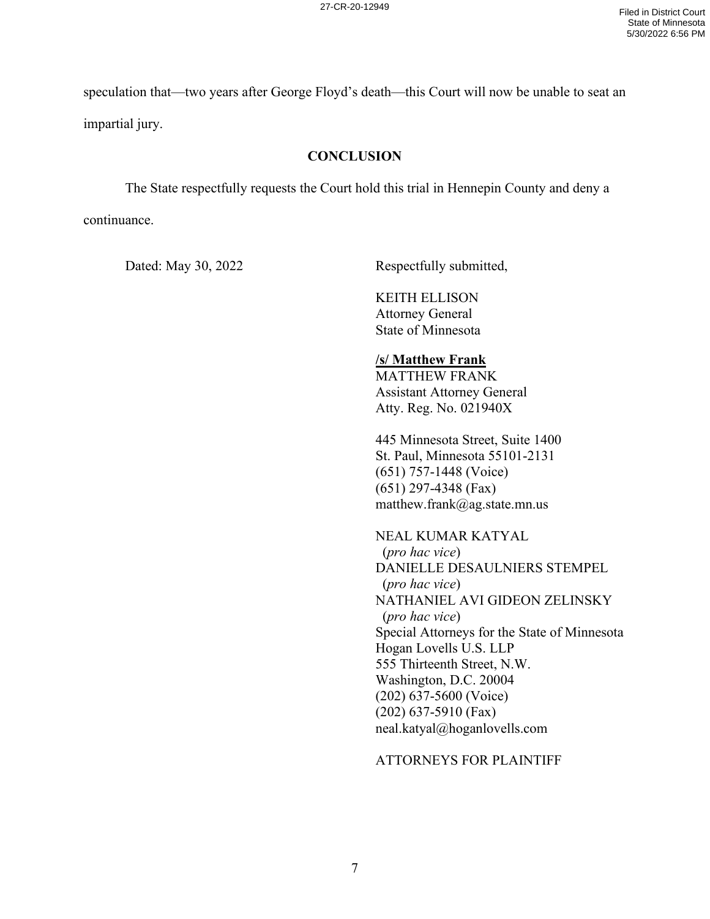speculation that—two years after George Floyd's death—this Court will now be unable to seat an impartial jury.

## CONCLUSION

The State respectfully requests the Court hold this trial in Hennepin County and deny a continuance.

Dated: May 30, 2022

Respectfully submitted,

KEITH ELLISON
Attorney General
State of Minnesota

**/s/ Matthew Frank**
MATTHEW FRANK
Assistant Attorney General
Atty. Reg. No. 021940X

445 Minnesota Street, Suite 1400
St. Paul, Minnesota 55101-2131
(651) 757-1448 (Voice)
(651) 297-4348 (Fax)
matthew.frank@ag.state.mn.us

NEAL KUMAR KATYAL
(*pro hac vice*)
DANIELLE DESAULNIERS STEMPEL
(*pro hac vice*)
NATHANIEL AVI GIDEON ZELINSKY
(*pro hac vice*)
Special Attorneys for the State of Minnesota
Hogan Lovells U.S. LLP
555 Thirteenth Street, N.W.
Washington, D.C. 20004
(202) 637-5600 (Voice)
(202) 637-5910 (Fax)
neal.katyal@hoganlovells.com

ATTORNEYS FOR PLAINTIFF